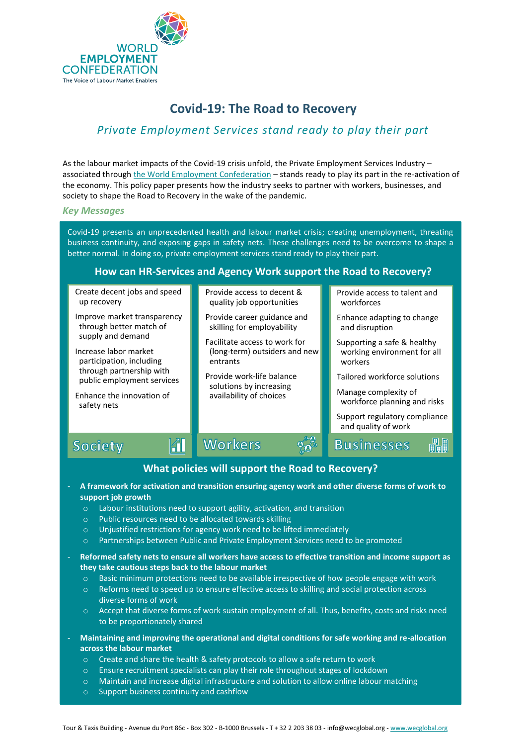WORLD EMPLOYMENT CONFEDERATION
The Voice of Labour Market Enablers

# Covid-19: The Road to Recovery

## *Private Employment Services stand ready to play their part*

As the labour market impacts of the Covid-19 crisis unfold, the Private Employment Services Industry – associated through the World Employment Confederation – stands ready to play its part in the re-activation of the economy. This policy paper presents how the industry seeks to partner with workers, businesses, and society to shape the Road to Recovery in the wake of the pandemic.

### *Key Messages*

Covid-19 presents an unprecedented health and labour market crisis; creating unemployment, threating business continuity, and exposing gaps in safety nets. These challenges need to be overcome to shape a better normal. In doing so, private employment services stand ready to play their part.

### How can HR-Services and Agency Work support the Road to Recovery?

**Society**

- Create decent jobs and speed up recovery
- Improve market transparency through better match of supply and demand
- Increase labor market participation, including through partnership with public employment services
- Enhance the innovation of safety nets

**Workers**

- Provide access to decent & quality job opportunities
- Provide career guidance and skilling for employability
- Facilitate access to work for (long-term) outsiders and new entrants
- Provide work-life balance solutions by increasing availability of choices

**Businesses**

- Provide access to talent and workforces
- Enhance adapting to change and disruption
- Supporting a safe & healthy working environment for all workers
- Tailored workforce solutions
- Manage complexity of workforce planning and risks
- Support regulatory compliance and quality of work

### What policies will support the Road to Recovery?

- **A framework for activation and transition ensuring agency work and other diverse forms of work to support job growth**
  - Labour institutions need to support agility, activation, and transition
  - Public resources need to be allocated towards skilling
  - Unjustified restrictions for agency work need to be lifted immediately
  - Partnerships between Public and Private Employment Services need to be promoted
- **Reformed safety nets to ensure all workers have access to effective transition and income support as they take cautious steps back to the labour market**
  - Basic minimum protections need to be available irrespective of how people engage with work
  - Reforms need to speed up to ensure effective access to skilling and social protection across diverse forms of work
  - Accept that diverse forms of work sustain employment of all. Thus, benefits, costs and risks need to be proportionately shared
- **Maintaining and improving the operational and digital conditions for safe working and re-allocation across the labour market**
  - Create and share the health & safety protocols to allow a safe return to work
  - Ensure recruitment specialists can play their role throughout stages of lockdown
  - Maintain and increase digital infrastructure and solution to allow online labour matching
  - Support business continuity and cashflow

Tour & Taxis Building - Avenue du Port 86c - Box 302 - B-1000 Brussels - T + 32 2 203 38 03 - info@wecglobal.org - www.wecglobal.org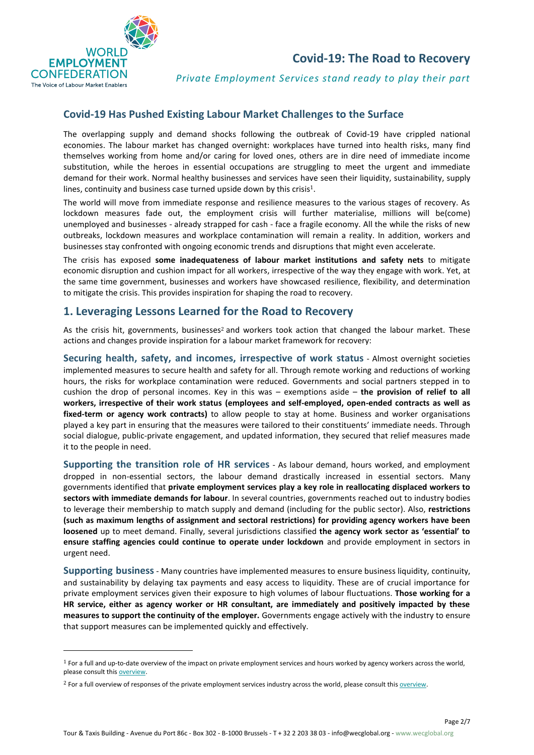## Covid-19 Has Pushed Existing Labour Market Challenges to the Surface

The overlapping supply and demand shocks following the outbreak of Covid-19 have crippled national economies. The labour market has changed overnight: workplaces have turned into health risks, many find themselves working from home and/or caring for loved ones, others are in dire need of immediate income substitution, while the heroes in essential occupations are struggling to meet the urgent and immediate demand for their work. Normal healthy businesses and services have seen their liquidity, sustainability, supply lines, continuity and business case turned upside down by this crisis[1].

The world will move from immediate response and resilience measures to the various stages of recovery. As lockdown measures fade out, the employment crisis will further materialise, millions will be(come) unemployed and businesses - already strapped for cash - face a fragile economy. All the while the risks of new outbreaks, lockdown measures and workplace contamination will remain a reality. In addition, workers and businesses stay confronted with ongoing economic trends and disruptions that might even accelerate.

The crisis has exposed **some inadequateness of labour market institutions and safety nets** to mitigate economic disruption and cushion impact for all workers, irrespective of the way they engage with work. Yet, at the same time government, businesses and workers have showcased resilience, flexibility, and determination to mitigate the crisis. This provides inspiration for shaping the road to recovery.

## 1. Leveraging Lessons Learned for the Road to Recovery

As the crisis hit, governments, businesses[2] and workers took action that changed the labour market. These actions and changes provide inspiration for a labour market framework for recovery:

**Securing health, safety, and incomes, irrespective of work status** - Almost overnight societies implemented measures to secure health and safety for all. Through remote working and reductions of working hours, the risks for workplace contamination were reduced. Governments and social partners stepped in to cushion the drop of personal incomes. Key in this was – exemptions aside – **the provision of relief to all workers, irrespective of their work status (employees and self-employed, open-ended contracts as well as fixed-term or agency work contracts)** to allow people to stay at home. Business and worker organisations played a key part in ensuring that the measures were tailored to their constituents' immediate needs. Through social dialogue, public-private engagement, and updated information, they secured that relief measures made it to the people in need.

**Supporting the transition role of HR services** - As labour demand, hours worked, and employment dropped in non-essential sectors, the labour demand drastically increased in essential sectors. Many governments identified that **private employment services play a key role in reallocating displaced workers to sectors with immediate demands for labour**. In several countries, governments reached out to industry bodies to leverage their membership to match supply and demand (including for the public sector). Also, **restrictions (such as maximum lengths of assignment and sectoral restrictions) for providing agency workers have been loosened** up to meet demand. Finally, several jurisdictions classified **the agency work sector as 'essential' to ensure staffing agencies could continue to operate under lockdown** and provide employment in sectors in urgent need.

**Supporting business** - Many countries have implemented measures to ensure business liquidity, continuity, and sustainability by delaying tax payments and easy access to liquidity. These are of crucial importance for private employment services given their exposure to high volumes of labour fluctuations. **Those working for a HR service, either as agency worker or HR consultant, are immediately and positively impacted by these measures to support the continuity of the employer.** Governments engage actively with the industry to ensure that support measures can be implemented quickly and effectively.

---

[1] For a full and up-to-date overview of the impact on private employment services and hours worked by agency workers across the world, please consult this overview.

[2] For a full overview of responses of the private employment services industry across the world, please consult this overview.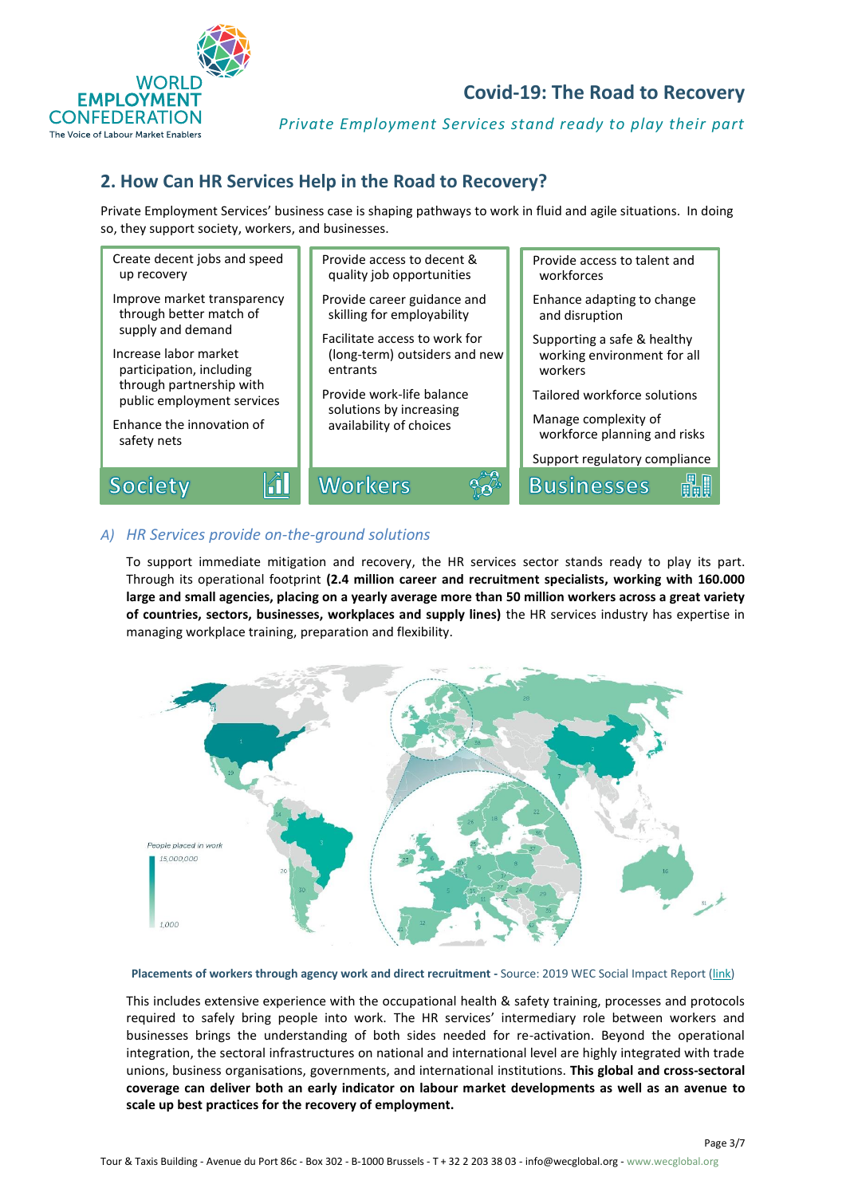## 2. How Can HR Services Help in the Road to Recovery?

Private Employment Services' business case is shaping pathways to work in fluid and agile situations. In doing so, they support society, workers, and businesses.

| Society | Workers | Businesses |
|---|---|---|
| Create decent jobs and speed up recovery | Provide access to decent & quality job opportunities | Provide access to talent and workforces |
| Improve market transparency through better match of supply and demand | Provide career guidance and skilling for employability | Enhance adapting to change and disruption |
| Increase labor market participation, including through partnership with public employment services | Facilitate access to work for (long-term) outsiders and new entrants | Supporting a safe & healthy working environment for all workers |
| Enhance the innovation of safety nets | Provide work-life balance solutions by increasing availability of choices | Tailored workforce solutions |
| | | Manage complexity of workforce planning and risks |
| | | Support regulatory compliance |

### *A) HR Services provide on-the-ground solutions*

To support immediate mitigation and recovery, the HR services sector stands ready to play its part. Through its operational footprint **(2.4 million career and recruitment specialists, working with 160.000 large and small agencies, placing on a yearly average more than 50 million workers across a great variety of countries, sectors, businesses, workplaces and supply lines)** the HR services industry has expertise in managing workplace training, preparation and flexibility.

**Placements of workers through agency work and direct recruitment -** Source: 2019 WEC Social Impact Report (link)

This includes extensive experience with the occupational health & safety training, processes and protocols required to safely bring people into work. The HR services' intermediary role between workers and businesses brings the understanding of both sides needed for re-activation. Beyond the operational integration, the sectoral infrastructures on national and international level are highly integrated with trade unions, business organisations, governments, and international institutions. **This global and cross-sectoral coverage can deliver both an early indicator on labour market developments as well as an avenue to scale up best practices for the recovery of employment.**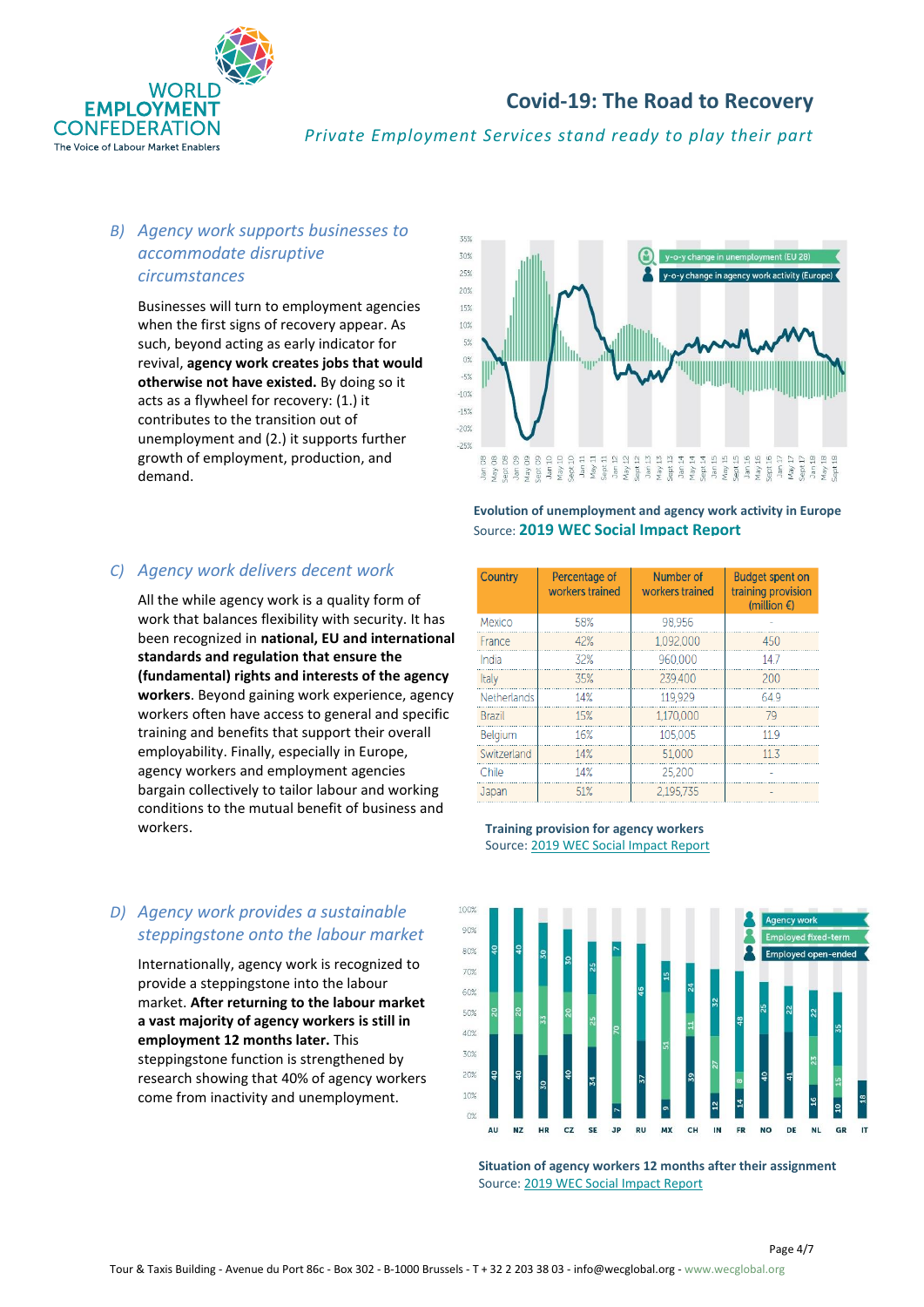### B) *Agency work supports businesses to accommodate disruptive circumstances*

Businesses will turn to employment agencies when the first signs of recovery appear. As such, beyond acting as early indicator for revival, **agency work creates jobs that would otherwise not have existed.** By doing so it acts as a flywheel for recovery: (1.) it contributes to the transition out of unemployment and (2.) it supports further growth of employment, production, and demand.

**Evolution of unemployment and agency work activity in Europe**
Source: **2019 WEC Social Impact Report**

### C) *Agency work delivers decent work*

All the while agency work is a quality form of work that balances flexibility with security. It has been recognized in **national, EU and international standards and regulation that ensure the (fundamental) rights and interests of the agency workers**. Beyond gaining work experience, agency workers often have access to general and specific training and benefits that support their overall employability. Finally, especially in Europe, agency workers and employment agencies bargain collectively to tailor labour and working conditions to the mutual benefit of business and workers.

| Country | Percentage of workers trained | Number of workers trained | Budget spent on training provision (million €) |
|---|---|---|---|
| Mexico | 58% | 98,956 | - |
| France | 42% | 1,092,000 | 450 |
| India | 32% | 960,000 | 14.7 |
| Italy | 35% | 239,400 | 200 |
| Netherlands | 14% | 119,929 | 64.9 |
| Brazil | 15% | 1,170,000 | 79 |
| Belgium | 16% | 105,005 | 11.9 |
| Switzerland | 14% | 51,000 | 11.3 |
| Chile | 14% | 25,200 | - |
| Japan | 51% | 2,195,735 | - |

**Training provision for agency workers**
Source: 2019 WEC Social Impact Report

### D) *Agency work provides a sustainable steppingstone onto the labour market*

Internationally, agency work is recognized to provide a steppingstone into the labour market. **After returning to the labour market a vast majority of agency workers is still in employment 12 months later.** This steppingstone function is strengthened by research showing that 40% of agency workers come from inactivity and unemployment.

**Situation of agency workers 12 months after their assignment**
Source: 2019 WEC Social Impact Report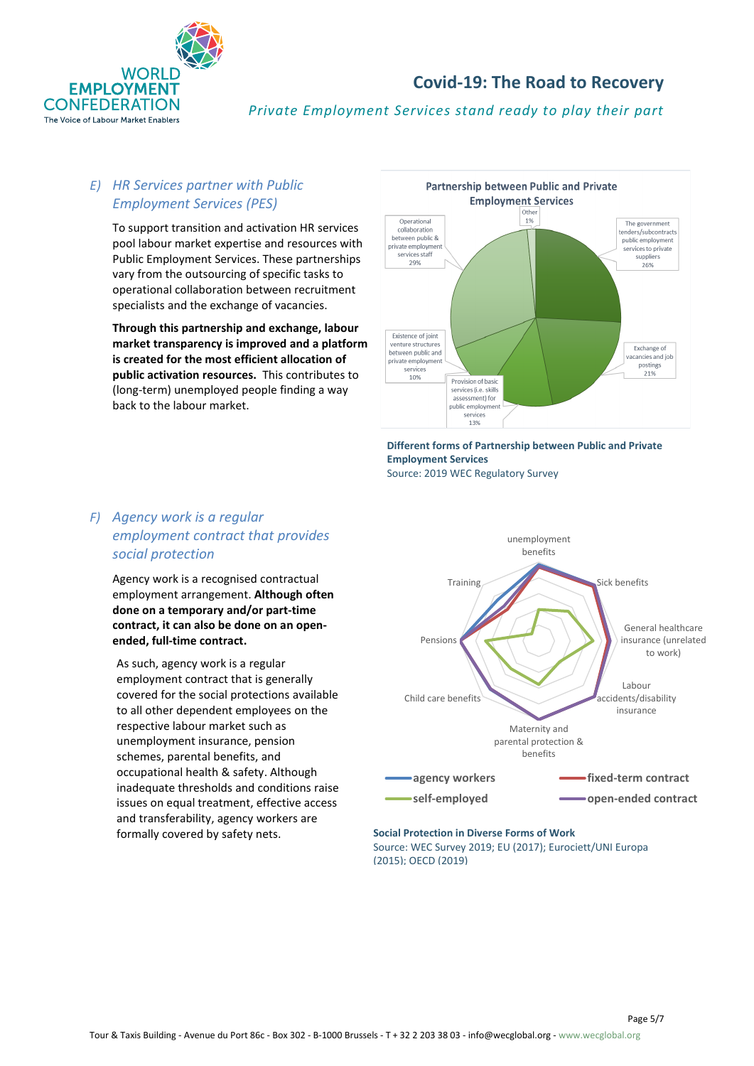## E) *HR Services partner with Public Employment Services (PES)*

To support transition and activation HR services pool labour market expertise and resources with Public Employment Services. These partnerships vary from the outsourcing of specific tasks to operational collaboration between recruitment specialists and the exchange of vacancies.

**Through this partnership and exchange, labour market transparency is improved and a platform is created for the most efficient allocation of public activation resources.** This contributes to (long-term) unemployed people finding a way back to the labour market.

**Partnership between Public and Private Employment Services**

| Form of partnership | Share |
| --- | --- |
| The government tenders/subcontracts public employment services to private suppliers | 26% |
| Exchange of vacancies and job postings | 21% |
| Provision of basic services (i.e. skills assessment) for public employment services | 13% |
| Existence of joint venture structures between public and private employment services | 10% |
| Operational collaboration between public & private employment services staff | 29% |
| Other | 1% |

**Different forms of Partnership between Public and Private Employment Services**
Source: 2019 WEC Regulatory Survey

## F) *Agency work is a regular employment contract that provides social protection*

Agency work is a recognised contractual employment arrangement. **Although often done on a temporary and/or part-time contract, it can also be done on an open-ended, full-time contract.**

As such, agency work is a regular employment contract that is generally covered for the social protections available to all other dependent employees on the respective labour market such as unemployment insurance, pension schemes, parental benefits, and occupational health & safety. Although inadequate thresholds and conditions raise issues on equal treatment, effective access and transferability, agency workers are formally covered by safety nets.

Radar chart axes: unemployment benefits; Sick benefits; General healthcare insurance (unrelated to work); Labour accidents/disability insurance; Maternity and parental protection & benefits; Child care benefits; Pensions; Training

Legend: agency workers; fixed-term contract; self-employed; open-ended contract

**Social Protection in Diverse Forms of Work**
Source: WEC Survey 2019; EU (2017); Eurociett/UNI Europa (2015); OECD (2019)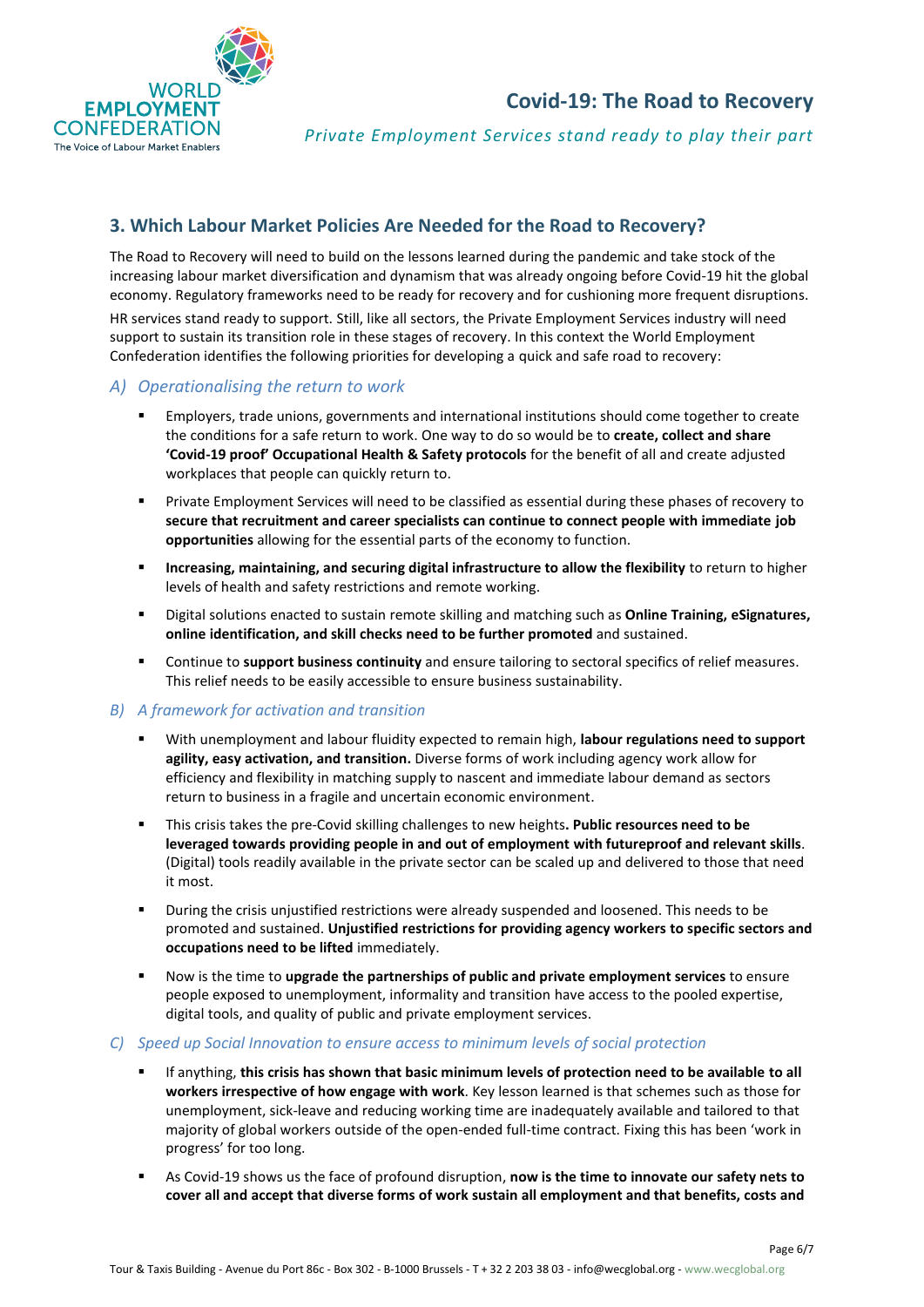## 3. Which Labour Market Policies Are Needed for the Road to Recovery?

The Road to Recovery will need to build on the lessons learned during the pandemic and take stock of the increasing labour market diversification and dynamism that was already ongoing before Covid-19 hit the global economy. Regulatory frameworks need to be ready for recovery and for cushioning more frequent disruptions.

HR services stand ready to support. Still, like all sectors, the Private Employment Services industry will need support to sustain its transition role in these stages of recovery. In this context the World Employment Confederation identifies the following priorities for developing a quick and safe road to recovery:

### *A) Operationalising the return to work*

- Employers, trade unions, governments and international institutions should come together to create the conditions for a safe return to work. One way to do so would be to **create, collect and share 'Covid-19 proof' Occupational Health & Safety protocols** for the benefit of all and create adjusted workplaces that people can quickly return to.
- Private Employment Services will need to be classified as essential during these phases of recovery to **secure that recruitment and career specialists can continue to connect people with immediate job opportunities** allowing for the essential parts of the economy to function.
- **Increasing, maintaining, and securing digital infrastructure to allow the flexibility** to return to higher levels of health and safety restrictions and remote working.
- Digital solutions enacted to sustain remote skilling and matching such as **Online Training, eSignatures, online identification, and skill checks need to be further promoted** and sustained.
- Continue to **support business continuity** and ensure tailoring to sectoral specifics of relief measures. This relief needs to be easily accessible to ensure business sustainability.

### *B) A framework for activation and transition*

- With unemployment and labour fluidity expected to remain high, **labour regulations need to support agility, easy activation, and transition.** Diverse forms of work including agency work allow for efficiency and flexibility in matching supply to nascent and immediate labour demand as sectors return to business in a fragile and uncertain economic environment.
- This crisis takes the pre-Covid skilling challenges to new heights**. Public resources need to be leveraged towards providing people in and out of employment with futureproof and relevant skills**. (Digital) tools readily available in the private sector can be scaled up and delivered to those that need it most.
- During the crisis unjustified restrictions were already suspended and loosened. This needs to be promoted and sustained. **Unjustified restrictions for providing agency workers to specific sectors and occupations need to be lifted** immediately.
- Now is the time to **upgrade the partnerships of public and private employment services** to ensure people exposed to unemployment, informality and transition have access to the pooled expertise, digital tools, and quality of public and private employment services.

### *C) Speed up Social Innovation to ensure access to minimum levels of social protection*

- If anything, **this crisis has shown that basic minimum levels of protection need to be available to all workers irrespective of how engage with work**. Key lesson learned is that schemes such as those for unemployment, sick-leave and reducing working time are inadequately available and tailored to that majority of global workers outside of the open-ended full-time contract. Fixing this has been 'work in progress' for too long.
- As Covid-19 shows us the face of profound disruption, **now is the time to innovate our safety nets to cover all and accept that diverse forms of work sustain all employment and that benefits, costs and**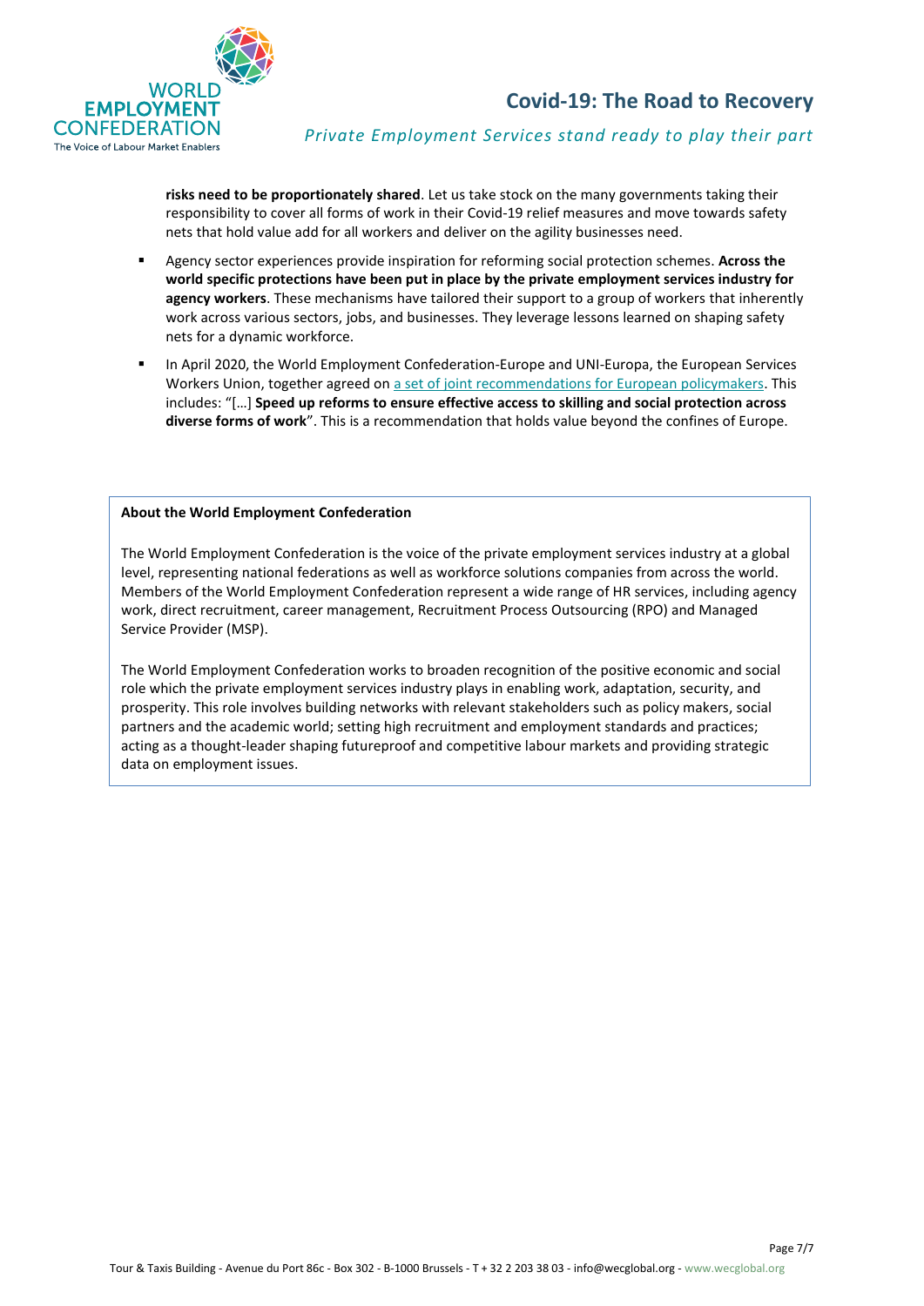**risks need to be proportionately shared**. Let us take stock on the many governments taking their responsibility to cover all forms of work in their Covid-19 relief measures and move towards safety nets that hold value add for all workers and deliver on the agility businesses need.

- Agency sector experiences provide inspiration for reforming social protection schemes. **Across the world specific protections have been put in place by the private employment services industry for agency workers**. These mechanisms have tailored their support to a group of workers that inherently work across various sectors, jobs, and businesses. They leverage lessons learned on shaping safety nets for a dynamic workforce.
- In April 2020, the World Employment Confederation-Europe and UNI-Europa, the European Services Workers Union, together agreed on a set of joint recommendations for European policymakers. This includes: "[…] **Speed up reforms to ensure effective access to skilling and social protection across diverse forms of work**". This is a recommendation that holds value beyond the confines of Europe.

**About the World Employment Confederation**

The World Employment Confederation is the voice of the private employment services industry at a global level, representing national federations as well as workforce solutions companies from across the world. Members of the World Employment Confederation represent a wide range of HR services, including agency work, direct recruitment, career management, Recruitment Process Outsourcing (RPO) and Managed Service Provider (MSP).

The World Employment Confederation works to broaden recognition of the positive economic and social role which the private employment services industry plays in enabling work, adaptation, security, and prosperity. This role involves building networks with relevant stakeholders such as policy makers, social partners and the academic world; setting high recruitment and employment standards and practices; acting as a thought-leader shaping futureproof and competitive labour markets and providing strategic data on employment issues.